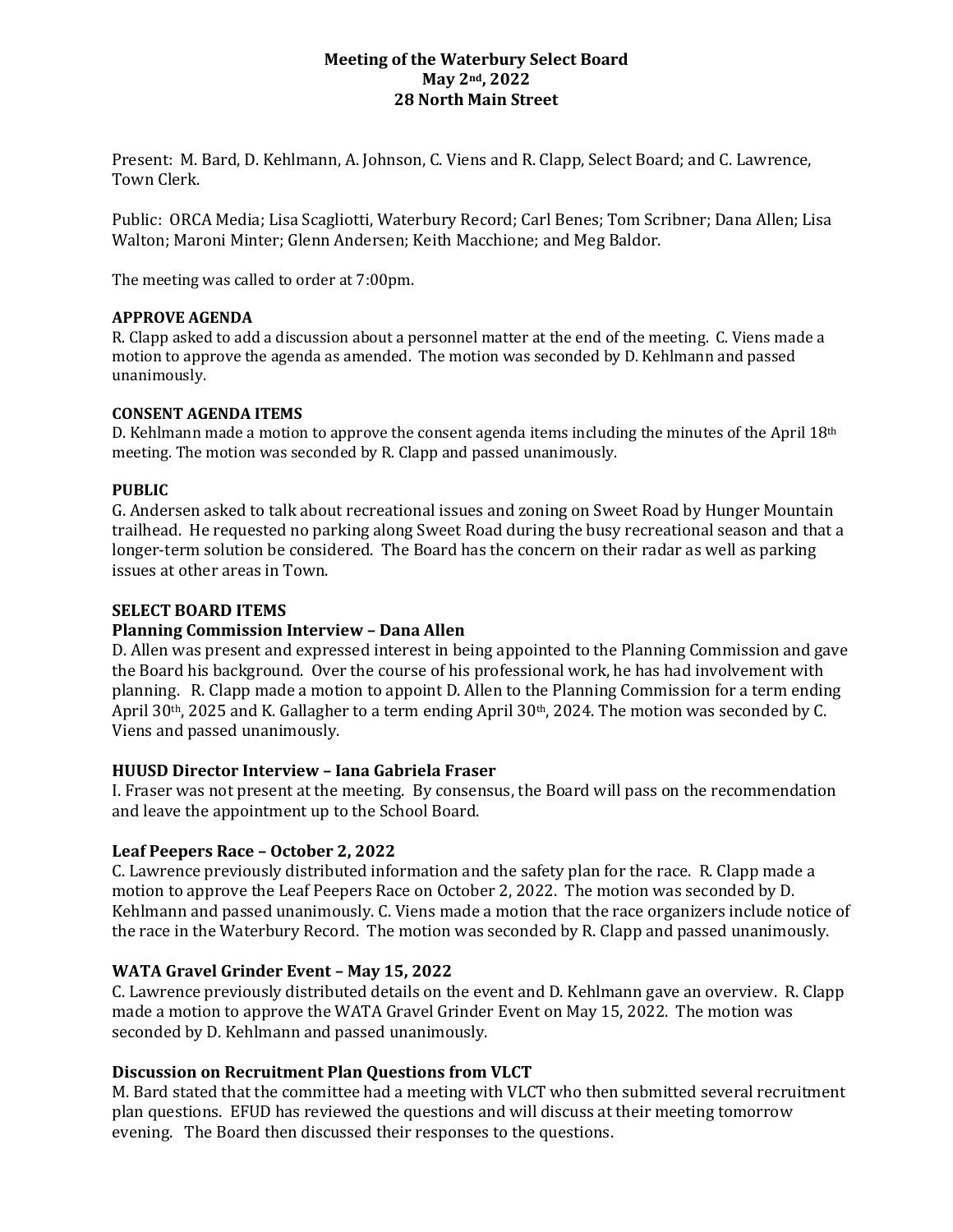**Meeting of the Waterbury Select Board**
**May 2nd, 2022**
**28 North Main Street**

Present: M. Bard, D. Kehlmann, A. Johnson, C. Viens and R. Clapp, Select Board; and C. Lawrence, Town Clerk.

Public: ORCA Media; Lisa Scagliotti, Waterbury Record; Carl Benes; Tom Scribner; Dana Allen; Lisa Walton; Maroni Minter; Glenn Andersen; Keith Macchione; and Meg Baldor.

The meeting was called to order at 7:00pm.

### APPROVE AGENDA

R. Clapp asked to add a discussion about a personnel matter at the end of the meeting. C. Viens made a motion to approve the agenda as amended. The motion was seconded by D. Kehlmann and passed unanimously.

### CONSENT AGENDA ITEMS

D. Kehlmann made a motion to approve the consent agenda items including the minutes of the April 18th meeting. The motion was seconded by R. Clapp and passed unanimously.

### PUBLIC

G. Andersen asked to talk about recreational issues and zoning on Sweet Road by Hunger Mountain trailhead. He requested no parking along Sweet Road during the busy recreational season and that a longer-term solution be considered. The Board has the concern on their radar as well as parking issues at other areas in Town.

### SELECT BOARD ITEMS

#### Planning Commission Interview – Dana Allen

D. Allen was present and expressed interest in being appointed to the Planning Commission and gave the Board his background. Over the course of his professional work, he has had involvement with planning. R. Clapp made a motion to appoint D. Allen to the Planning Commission for a term ending April 30th, 2025 and K. Gallagher to a term ending April 30th, 2024. The motion was seconded by C. Viens and passed unanimously.

#### HUUSD Director Interview – Iana Gabriela Fraser

I. Fraser was not present at the meeting. By consensus, the Board will pass on the recommendation and leave the appointment up to the School Board.

#### Leaf Peepers Race – October 2, 2022

C. Lawrence previously distributed information and the safety plan for the race. R. Clapp made a motion to approve the Leaf Peepers Race on October 2, 2022. The motion was seconded by D. Kehlmann and passed unanimously. C. Viens made a motion that the race organizers include notice of the race in the Waterbury Record. The motion was seconded by R. Clapp and passed unanimously.

#### WATA Gravel Grinder Event – May 15, 2022

C. Lawrence previously distributed details on the event and D. Kehlmann gave an overview. R. Clapp made a motion to approve the WATA Gravel Grinder Event on May 15, 2022. The motion was seconded by D. Kehlmann and passed unanimously.

#### Discussion on Recruitment Plan Questions from VLCT

M. Bard stated that the committee had a meeting with VLCT who then submitted several recruitment plan questions. EFUD has reviewed the questions and will discuss at their meeting tomorrow evening. The Board then discussed their responses to the questions.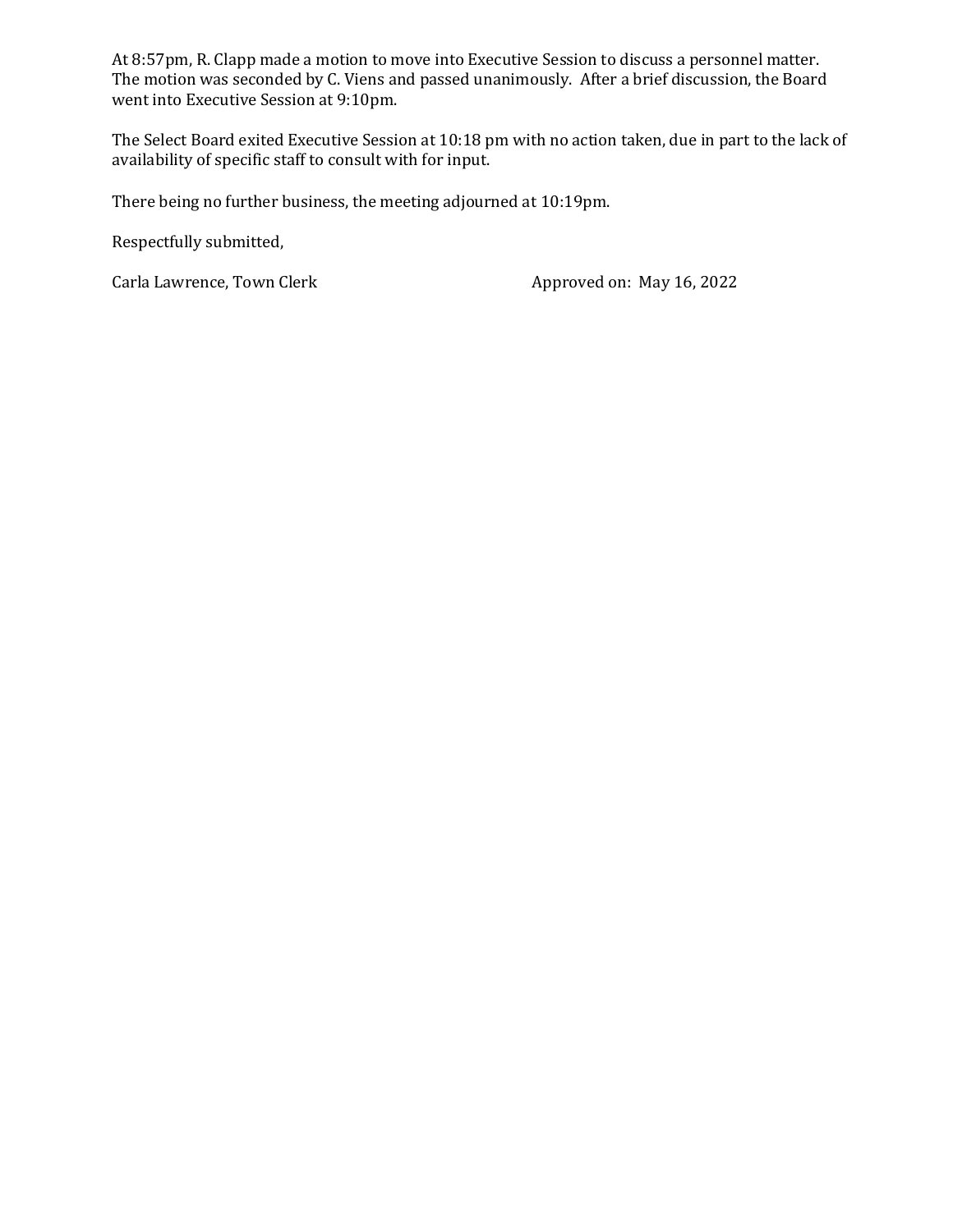At 8:57pm, R. Clapp made a motion to move into Executive Session to discuss a personnel matter. The motion was seconded by C. Viens and passed unanimously. After a brief discussion, the Board went into Executive Session at 9:10pm.

The Select Board exited Executive Session at 10:18 pm with no action taken, due in part to the lack of availability of specific staff to consult with for input.

There being no further business, the meeting adjourned at 10:19pm.

Respectfully submitted,

Carla Lawrence, Town Clerk

Approved on: May 16, 2022